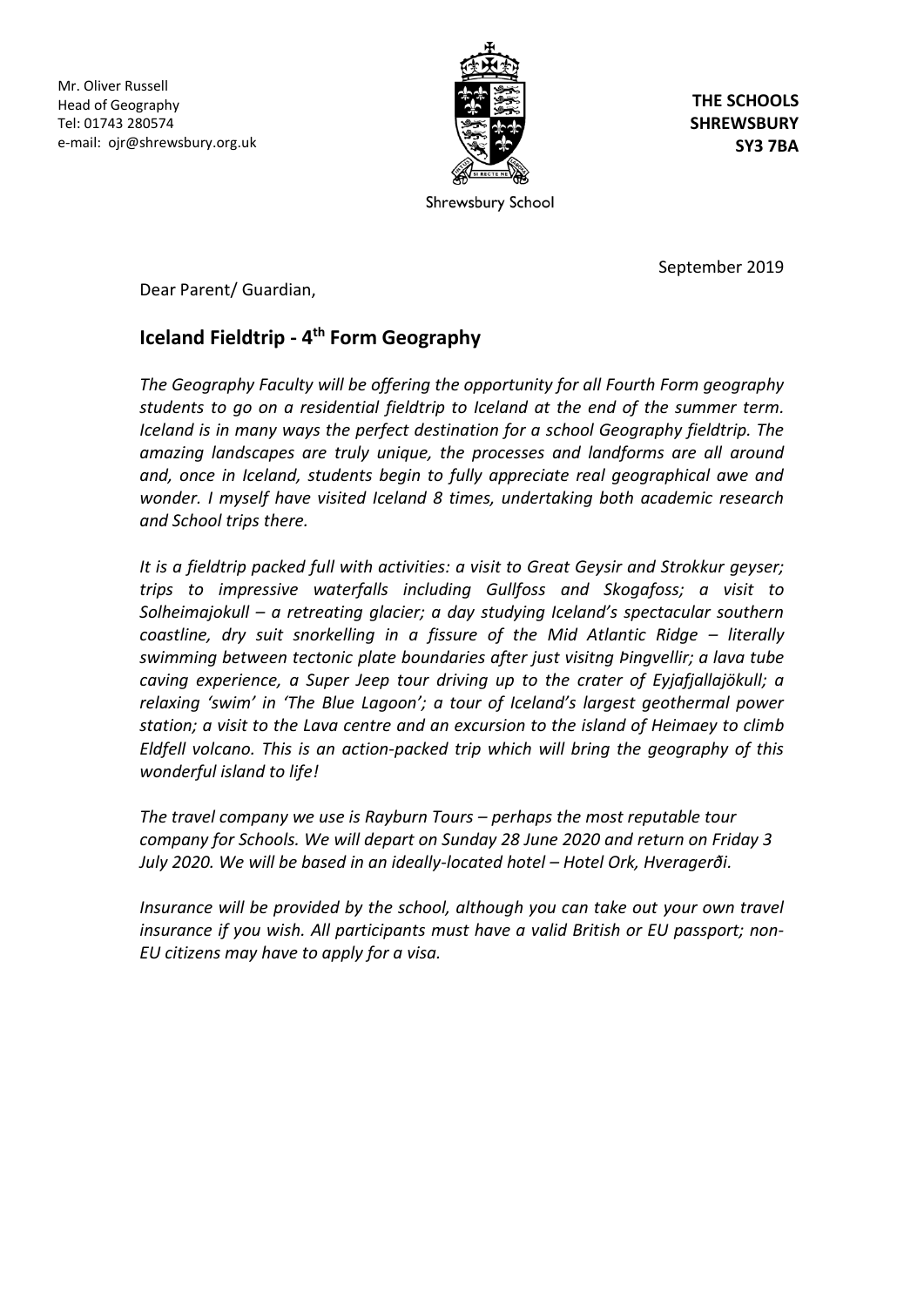Mr. Oliver Russell
Head of Geography
Tel: 01743 280574
e-mail: ojr@shrewsbury.org.uk

Shrewsbury School

**THE SCHOOLS**
**SHREWSBURY**
**SY3 7BA**

September 2019

Dear Parent/ Guardian,

## Iceland Fieldtrip - 4th Form Geography

*The Geography Faculty will be offering the opportunity for all Fourth Form geography students to go on a residential fieldtrip to Iceland at the end of the summer term. Iceland is in many ways the perfect destination for a school Geography fieldtrip. The amazing landscapes are truly unique, the processes and landforms are all around and, once in Iceland, students begin to fully appreciate real geographical awe and wonder. I myself have visited Iceland 8 times, undertaking both academic research and School trips there.*

*It is a fieldtrip packed full with activities: a visit to Great Geysir and Strokkur geyser; trips to impressive waterfalls including Gullfoss and Skogafoss; a visit to Solheimajokull – a retreating glacier; a day studying Iceland's spectacular southern coastline, dry suit snorkelling in a fissure of the Mid Atlantic Ridge – literally swimming between tectonic plate boundaries after just visitng Þingvellir; a lava tube caving experience, a Super Jeep tour driving up to the crater of Eyjafjallajökull; a relaxing 'swim' in 'The Blue Lagoon'; a tour of Iceland's largest geothermal power station; a visit to the Lava centre and an excursion to the island of Heimaey to climb Eldfell volcano. This is an action-packed trip which will bring the geogaphy of this wonderful island to life!*

*The travel company we use is Rayburn Tours – perhaps the most reputable tour company for Schools. We will depart on Sunday 28 June 2020 and return on Friday 3 July 2020. We will be based in an ideally-located hotel – Hotel Ork, Hveragerði.*

*Insurance will be provided by the school, although you can take out your own travel insurance if you wish. All participants must have a valid British or EU passport; non-EU citizens may have to apply for a visa.*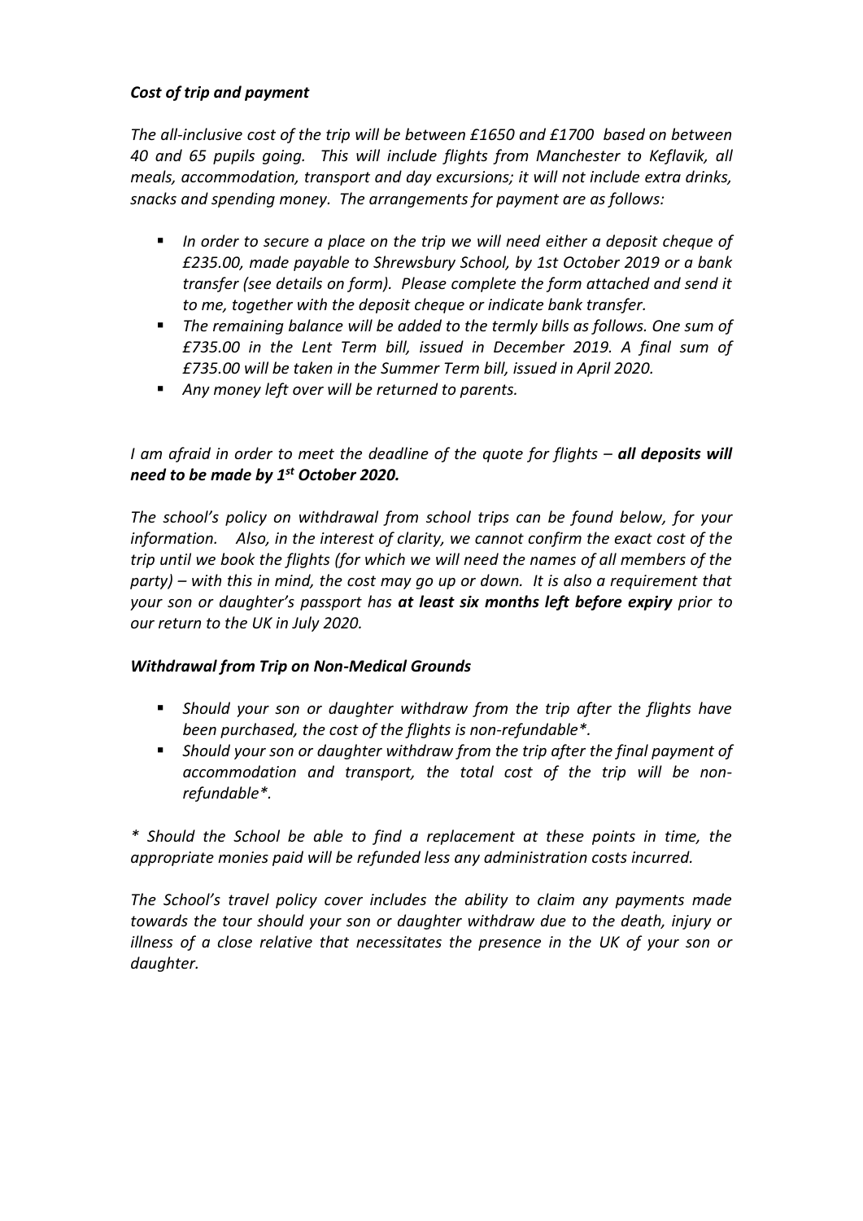***Cost of trip and payment***

*The all-inclusive cost of the trip will be between £1650 and £1700 based on between 40 and 65 pupils going. This will include flights from Manchester to Keflavik, all meals, accommodation, transport and day excursions; it will not include extra drinks, snacks and spending money. The arrangements for payment are as follows:*

- *In order to secure a place on the trip we will need either a deposit cheque of £235.00, made payable to Shrewsbury School, by 1st October 2019 or a bank transfer (see details on form). Please complete the form attached and send it to me, together with the deposit cheque or indicate bank transfer.*
- *The remaining balance will be added to the termly bills as follows. One sum of £735.00 in the Lent Term bill, issued in December 2019. A final sum of £735.00 will be taken in the Summer Term bill, issued in April 2020.*
- *Any money left over will be returned to parents.*

*I am afraid in order to meet the deadline of the quote for flights –* ***all deposits will need to be made by 1st October 2020.***

*The school's policy on withdrawal from school trips can be found below, for your information. Also, in the interest of clarity, we cannot confirm the exact cost of the trip until we book the flights (for which we will need the names of all members of the party) – with this in mind, the cost may go up or down. It is also a requirement that your son or daughter's passport has* ***at least six months left before expiry*** *prior to our return to the UK in July 2020.*

***Withdrawal from Trip on Non-Medical Grounds***

- *Should your son or daughter withdraw from the trip after the flights have been purchased, the cost of the flights is non-refundable*.*
- *Should your son or daughter withdraw from the trip after the final payment of accommodation and transport, the total cost of the trip will be non-refundable*.*

** Should the School be able to find a replacement at these points in time, the appropriate monies paid will be refunded less any administration costs incurred.*

*The School's travel policy cover includes the ability to claim any payments made towards the tour should your son or daughter withdraw due to the death, injury or illness of a close relative that necessitates the presence in the UK of your son or daughter.*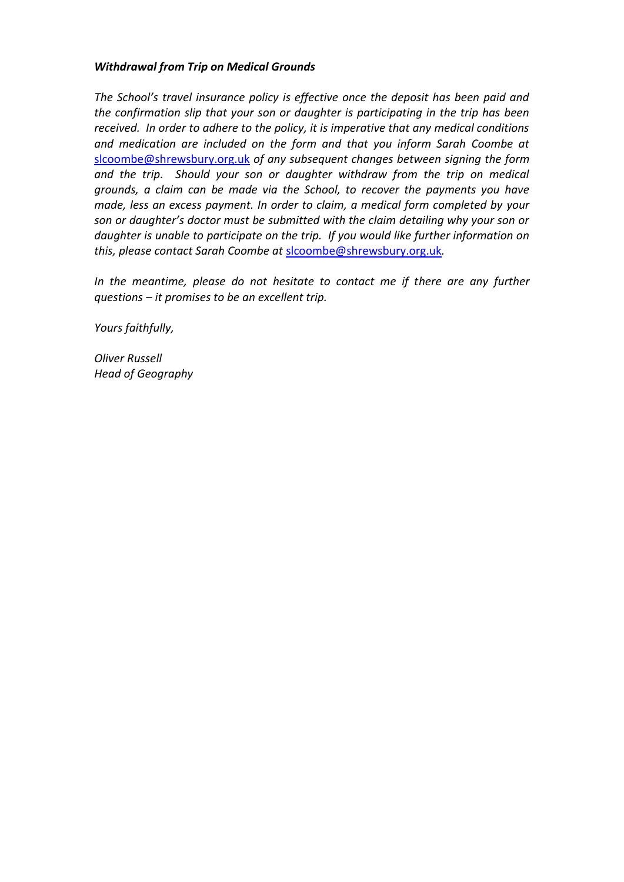***Withdrawal from Trip on Medical Grounds***

*The School's travel insurance policy is effective once the deposit has been paid and the confirmation slip that your son or daughter is participating in the trip has been received. In order to adhere to the policy, it is imperative that any medical conditions and medication are included on the form and that you inform Sarah Coombe at* slcoombe@shrewsbury.org.uk *of any subsequent changes between signing the form and the trip. Should your son or daughter withdraw from the trip on medical grounds, a claim can be made via the School, to recover the payments you have made, less an excess payment. In order to claim, a medical form completed by your son or daughter's doctor must be submitted with the claim detailing why your son or daughter is unable to participate on the trip. If you would like further information on this, please contact Sarah Coombe at* slcoombe@shrewsbury.org.uk*.*

*In the meantime, please do not hesitate to contact me if there are any further questions – it promises to be an excellent trip.*

*Yours faithfully,*

*Oliver Russell*
*Head of Geography*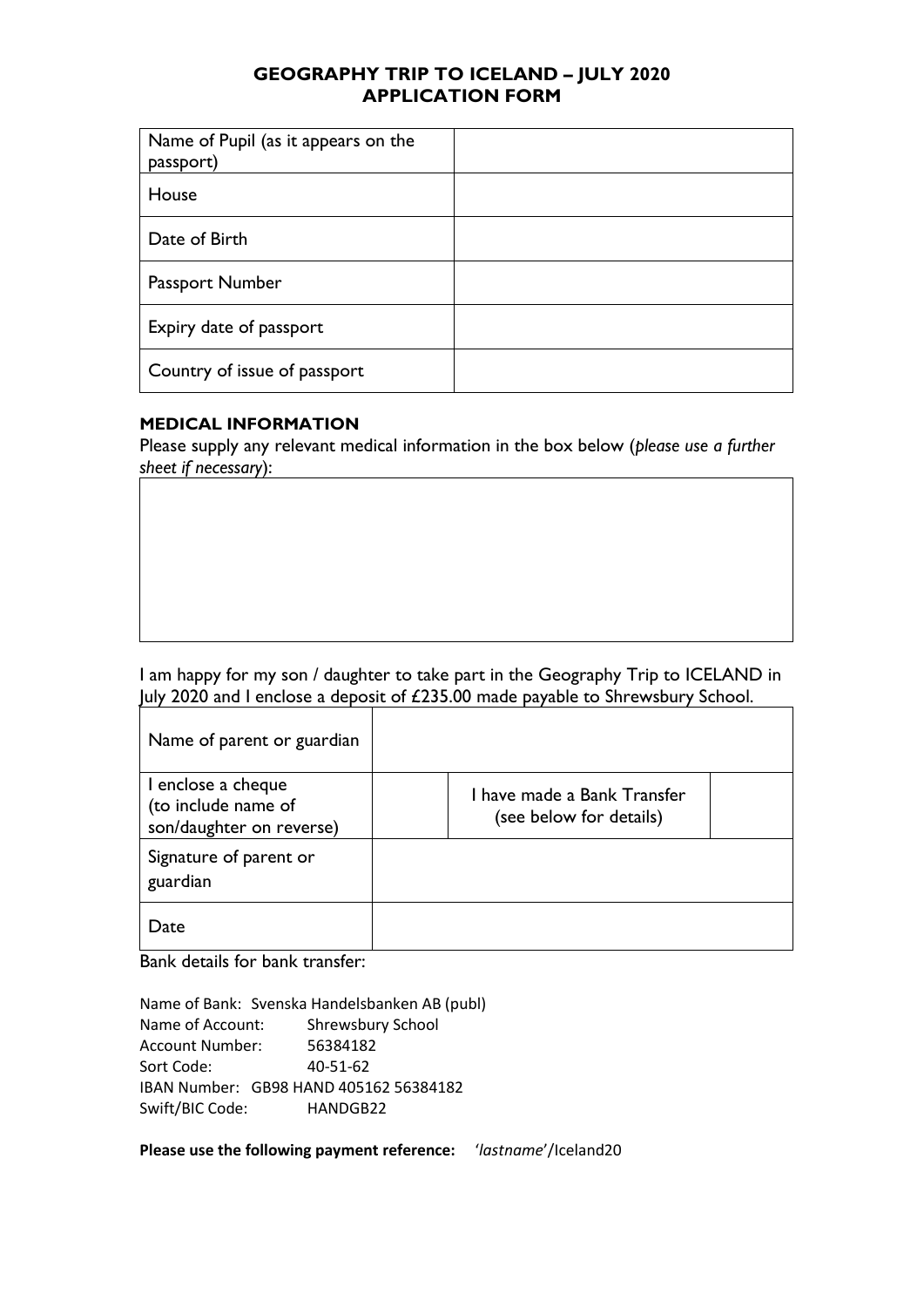# GEOGRAPHY TRIP TO ICELAND – JULY 2020
# APPLICATION FORM

| | |
|---|---|
| Name of Pupil (as it appears on the passport) | |
| House | |
| Date of Birth | |
| Passport Number | |
| Expiry date of passport | |
| Country of issue of passport | |

**MEDICAL INFORMATION**

Please supply any relevant medical information in the box below (*please use a further sheet if necessary*):

| |
|---|
| |

I am happy for my son / daughter to take part in the Geography Trip to ICELAND in July 2020 and I enclose a deposit of £235.00 made payable to Shrewsbury School.

| | | | |
|---|---|---|---|
| Name of parent or guardian | | | |
| I enclose a cheque (to include name of son/daughter on reverse) | | I have made a Bank Transfer (see below for details) | |
| Signature of parent or guardian | | | |
| Date | | | |

Bank details for bank transfer:

Name of Bank: Svenska Handelsbanken AB (publ)
Name of Account: Shrewsbury School
Account Number: 56384182
Sort Code: 40-51-62
IBAN Number: GB98 HAND 405162 56384182
Swift/BIC Code: HANDGB22

**Please use the following payment reference:** '*lastname*'/Iceland20